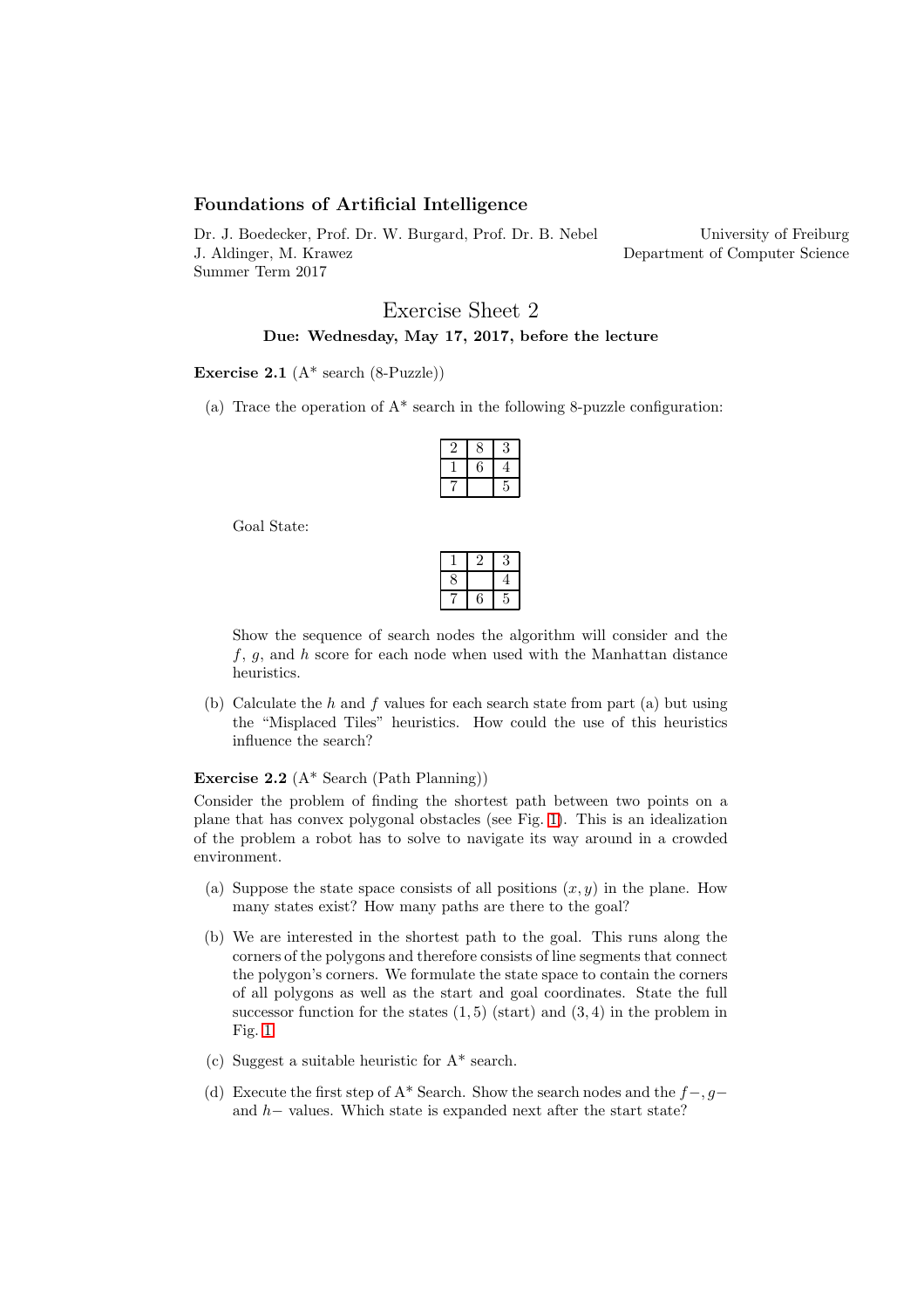**Foundations of Artificial Intelligence**

Dr. J. Boedecker, Prof. Dr. W. Burgard, Prof. Dr. B. Nebel
J. Aldinger, M. Krawez
Summer Term 2017

University of Freiburg
Department of Computer Science

# Exercise Sheet 2

**Due: Wednesday, May 17, 2017, before the lecture**

**Exercise 2.1** (A* search (8-Puzzle))

(a) Trace the operation of A* search in the following 8-puzzle configuration:

| | | |
|---|---|---|
| 2 | 8 | 3 |
| 1 | 6 | 4 |
| 7 | | 5 |

Goal State:

| | | |
|---|---|---|
| 1 | 2 | 3 |
| 8 | | 4 |
| 7 | 6 | 5 |

Show the sequence of search nodes the algorithm will consider and the $f$, $g$, and $h$ score for each node when used with the Manhattan distance heuristics.

(b) Calculate the $h$ and $f$ values for each search state from part (a) but using the "Misplaced Tiles" heuristics. How could the use of this heuristics influence the search?

**Exercise 2.2** (A* Search (Path Planning))

Consider the problem of finding the shortest path between two points on a plane that has convex polygonal obstacles (see Fig. 1). This is an idealization of the problem a robot has to solve to navigate its way around in a crowded environment.

(a) Suppose the state space consists of all positions $(x, y)$ in the plane. How many states exist? How many paths are there to the goal?

(b) We are interested in the shortest path to the goal. This runs along the corners of the polygons and therefore consists of line segments that connect the polygon's corners. We formulate the state space to contain the corners of all polygons as well as the start and goal coordinates. State the full successor function for the states $(1, 5)$ (start) and $(3, 4)$ in the problem in Fig. 1.

(c) Suggest a suitable heuristic for A* search.

(d) Execute the first step of A* Search. Show the search nodes and the $f-$, $g-$ and $h-$ values. Which state is expanded next after the start state?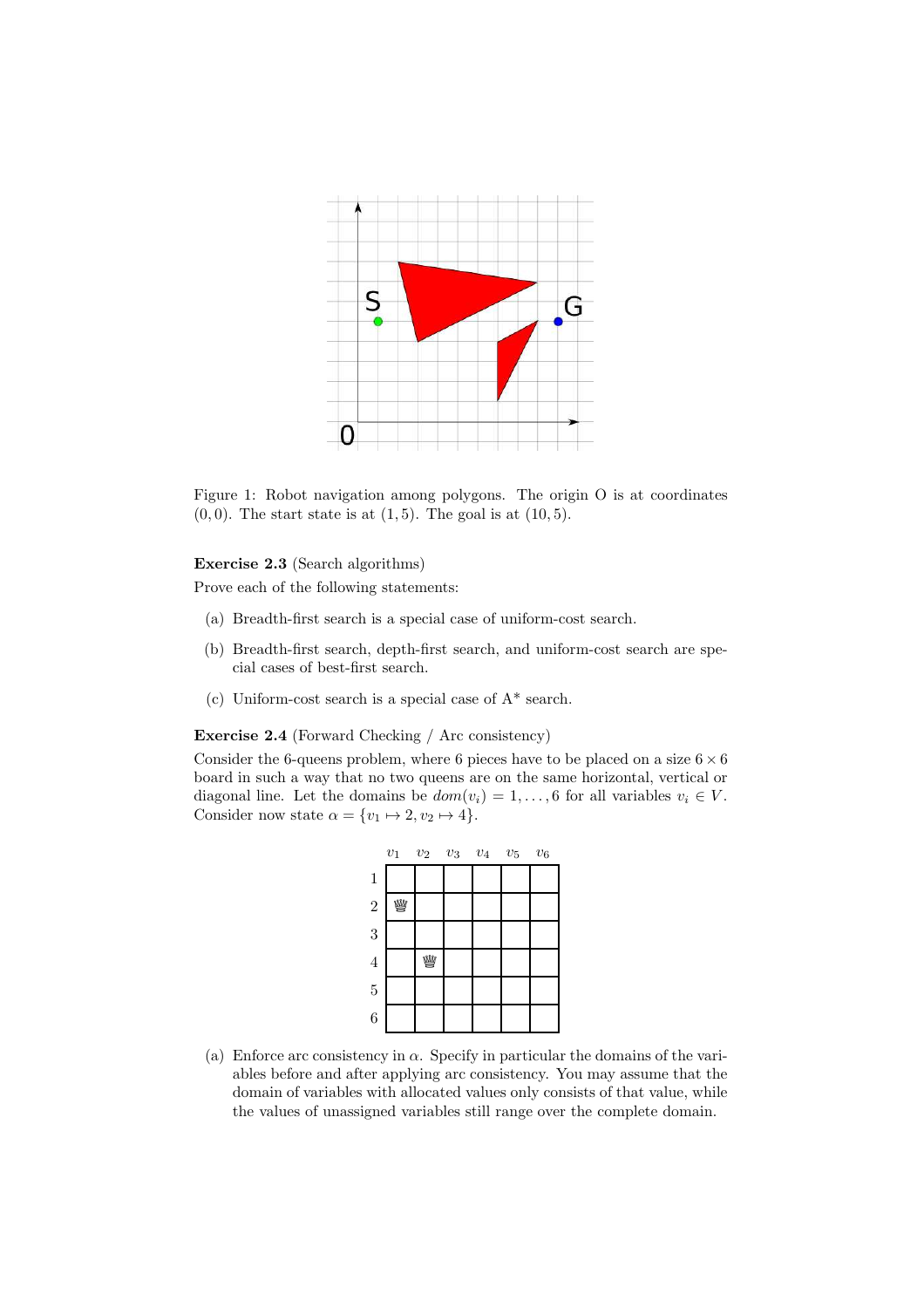Figure 1: Robot navigation among polygons. The origin O is at coordinates $(0, 0)$. The start state is at $(1, 5)$. The goal is at $(10, 5)$.

**Exercise 2.3** (Search algorithms)

Prove each of the following statements:

(a) Breadth-first search is a special case of uniform-cost search.

(b) Breadth-first search, depth-first search, and uniform-cost search are special cases of best-first search.

(c) Uniform-cost search is a special case of A* search.

**Exercise 2.4** (Forward Checking / Arc consistency)

Consider the 6-queens problem, where 6 pieces have to be placed on a size $6 \times 6$ board in such a way that no two queens are on the same horizontal, vertical or diagonal line. Let the domains be $dom(v_i) = 1, \ldots, 6$ for all variables $v_i \in V$. Consider now state $\alpha = \{v_1 \mapsto 2, v_2 \mapsto 4\}$.

| | $v_1$ | $v_2$ | $v_3$ | $v_4$ | $v_5$ | $v_6$ |
|---|---|---|---|---|---|---|
| 1 | | | | | | |
| 2 | ♕ | | | | | |
| 3 | | | | | | |
| 4 | | ♕ | | | | |
| 5 | | | | | | |
| 6 | | | | | | |

(a) Enforce arc consistency in $\alpha$. Specify in particular the domains of the variables before and after applying arc consistency. You may assume that the domain of variables with allocated values only consists of that value, while the values of unassigned variables still range over the complete domain.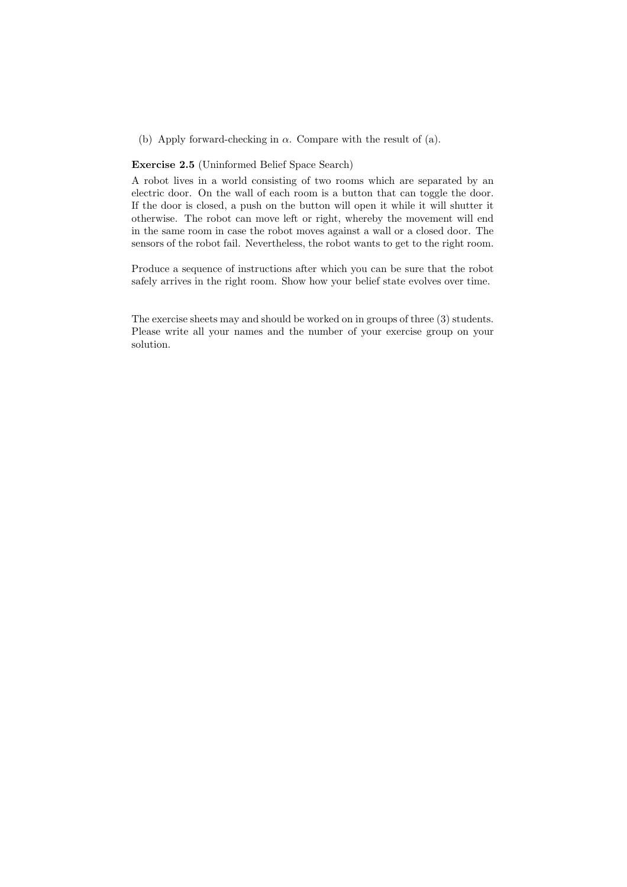(b) Apply forward-checking in $\alpha$. Compare with the result of (a).

**Exercise 2.5** (Uninformed Belief Space Search)

A robot lives in a world consisting of two rooms which are separated by an electric door. On the wall of each room is a button that can toggle the door. If the door is closed, a push on the button will open it while it will shutter it otherwise. The robot can move left or right, whereby the movement will end in the same room in case the robot moves against a wall or a closed door. The sensors of the robot fail. Nevertheless, the robot wants to get to the right room.

Produce a sequence of instructions after which you can be sure that the robot safely arrives in the right room. Show how your belief state evolves over time.

The exercise sheets may and should be worked on in groups of three (3) students. Please write all your names and the number of your exercise group on your solution.